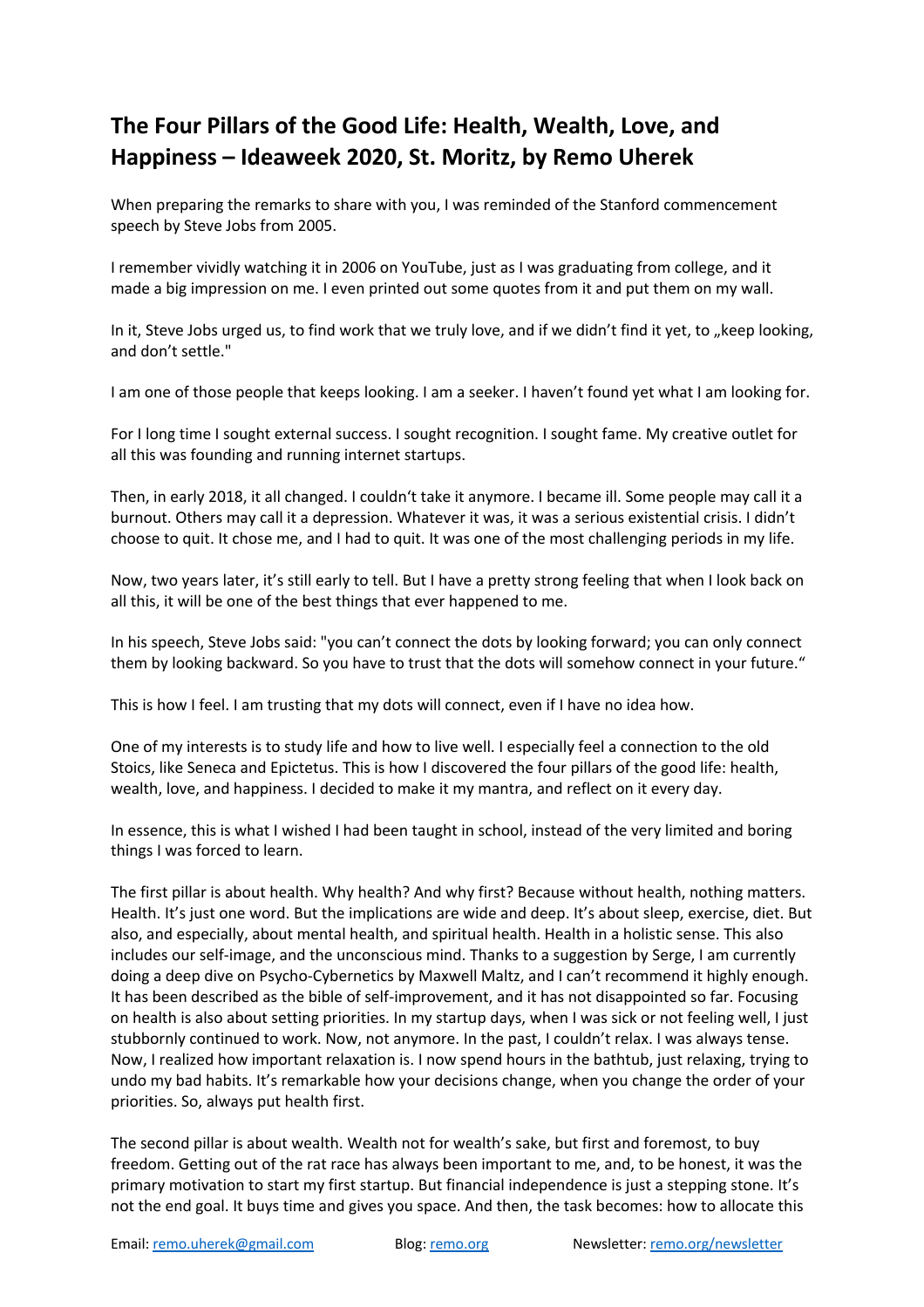# The Four Pillars of the Good Life: Health, Wealth, Love, and Happiness – Ideaweek 2020, St. Moritz, by Remo Uherek

When preparing the remarks to share with you, I was reminded of the Stanford commencement speech by Steve Jobs from 2005.

I remember vividly watching it in 2006 on YouTube, just as I was graduating from college, and it made a big impression on me. I even printed out some quotes from it and put them on my wall.

In it, Steve Jobs urged us, to find work that we truly love, and if we didn't find it yet, to „keep looking, and don't settle."

I am one of those people that keeps looking. I am a seeker. I haven't found yet what I am looking for.

For I long time I sought external success. I sought recognition. I sought fame. My creative outlet for all this was founding and running internet startups.

Then, in early 2018, it all changed. I couldn't take it anymore. I became ill. Some people may call it a burnout. Others may call it a depression. Whatever it was, it was a serious existential crisis. I didn't choose to quit. It chose me, and I had to quit. It was one of the most challenging periods in my life.

Now, two years later, it's still early to tell. But I have a pretty strong feeling that when I look back on all this, it will be one of the best things that ever happened to me.

In his speech, Steve Jobs said: "you can't connect the dots by looking forward; you can only connect them by looking backward. So you have to trust that the dots will somehow connect in your future."

This is how I feel. I am trusting that my dots will connect, even if I have no idea how.

One of my interests is to study life and how to live well. I especially feel a connection to the old Stoics, like Seneca and Epictetus. This is how I discovered the four pillars of the good life: health, wealth, love, and happiness. I decided to make it my mantra, and reflect on it every day.

In essence, this is what I wished I had been taught in school, instead of the very limited and boring things I was forced to learn.

The first pillar is about health. Why health? And why first? Because without health, nothing matters. Health. It's just one word. But the implications are wide and deep. It's about sleep, exercise, diet. But also, and especially, about mental health, and spiritual health. Health in a holistic sense. This also includes our self-image, and the unconscious mind. Thanks to a suggestion by Serge, I am currently doing a deep dive on Psycho-Cybernetics by Maxwell Maltz, and I can't recommend it highly enough. It has been described as the bible of self-improvement, and it has not disappointed so far. Focusing on health is also about setting priorities. In my startup days, when I was sick or not feeling well, I just stubbornly continued to work. Now, not anymore. In the past, I couldn't relax. I was always tense. Now, I realized how important relaxation is. I now spend hours in the bathtub, just relaxing, trying to undo my bad habits. It's remarkable how your decisions change, when you change the order of your priorities. So, always put health first.

The second pillar is about wealth. Wealth not for wealth's sake, but first and foremost, to buy freedom. Getting out of the rat race has always been important to me, and, to be honest, it was the primary motivation to start my first startup. But financial independence is just a stepping stone. It's not the end goal. It buys time and gives you space. And then, the task becomes: how to allocate this

Email: remo.uherek@gmail.com  Blog: remo.org  Newsletter: remo.org/newsletter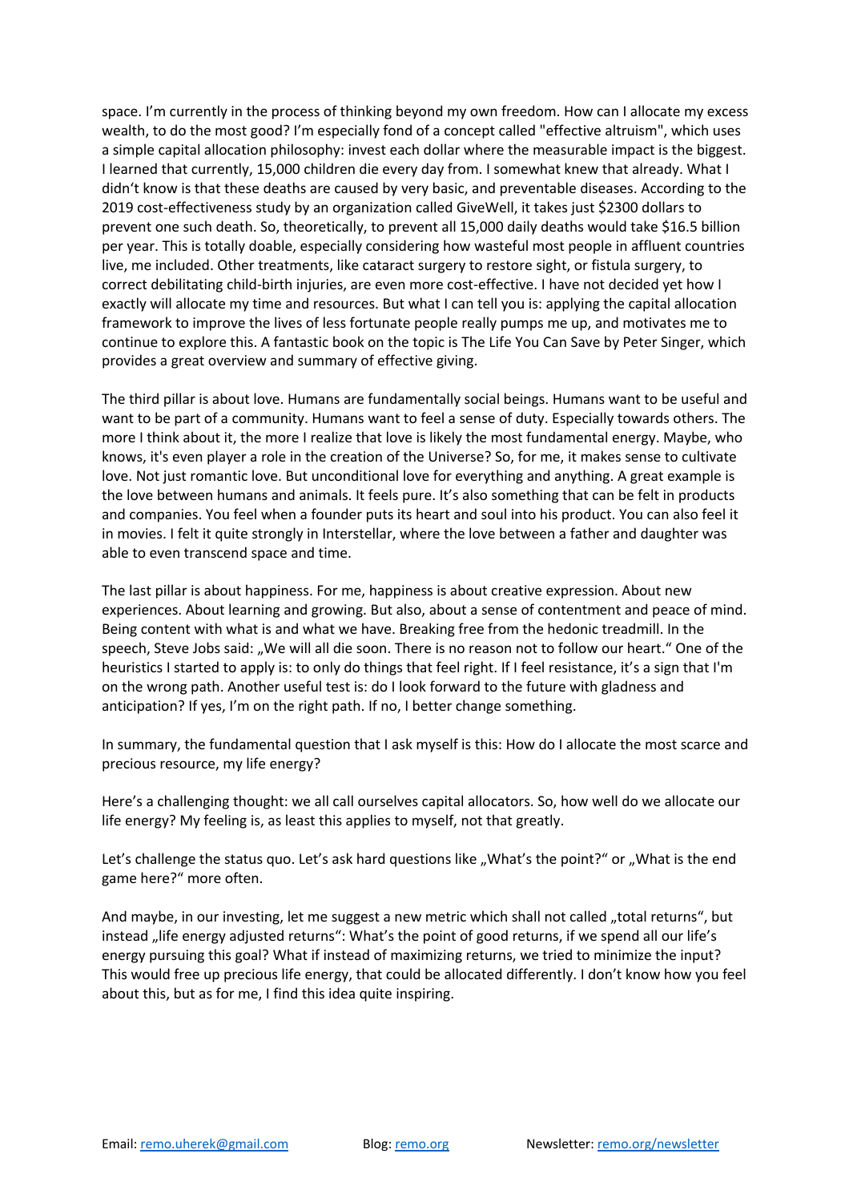space. I'm currently in the process of thinking beyond my own freedom. How can I allocate my excess wealth, to do the most good? I'm especially fond of a concept called "effective altruism", which uses a simple capital allocation philosophy: invest each dollar where the measurable impact is the biggest. I learned that currently, 15,000 children die every day from. I somewhat knew that already. What I didn't know is that these deaths are caused by very basic, and preventable diseases. According to the 2019 cost-effectiveness study by an organization called GiveWell, it takes just $2300 dollars to prevent one such death. So, theoretically, to prevent all 15,000 daily deaths would take $16.5 billion per year. This is totally doable, especially considering how wasteful most people in affluent countries live, me included. Other treatments, like cataract surgery to restore sight, or fistula surgery, to correct debilitating child-birth injuries, are even more cost-effective. I have not decided yet how I exactly will allocate my time and resources. But what I can tell you is: applying the capital allocation framework to improve the lives of less fortunate people really pumps me up, and motivates me to continue to explore this. A fantastic book on the topic is The Life You Can Save by Peter Singer, which provides a great overview and summary of effective giving.

The third pillar is about love. Humans are fundamentally social beings. Humans want to be useful and want to be part of a community. Humans want to feel a sense of duty. Especially towards others. The more I think about it, the more I realize that love is likely the most fundamental energy. Maybe, who knows, it's even player a role in the creation of the Universe? So, for me, it makes sense to cultivate love. Not just romantic love. But unconditional love for everything and anything. A great example is the love between humans and animals. It feels pure. It's also something that can be felt in products and companies. You feel when a founder puts its heart and soul into his product. You can also feel it in movies. I felt it quite strongly in Interstellar, where the love between a father and daughter was able to even transcend space and time.

The last pillar is about happiness. For me, happiness is about creative expression. About new experiences. About learning and growing. But also, about a sense of contentment and peace of mind. Being content with what is and what we have. Breaking free from the hedonic treadmill. In the speech, Steve Jobs said: „We will all die soon. There is no reason not to follow our heart." One of the heuristics I started to apply is: to only do things that feel right. If I feel resistance, it's a sign that I'm on the wrong path. Another useful test is: do I look forward to the future with gladness and anticipation? If yes, I'm on the right path. If no, I better change something.

In summary, the fundamental question that I ask myself is this: How do I allocate the most scarce and precious resource, my life energy?

Here's a challenging thought: we all call ourselves capital allocators. So, how well do we allocate our life energy? My feeling is, as least this applies to myself, not that greatly.

Let's challenge the status quo. Let's ask hard questions like „What's the point?" or „What is the end game here?" more often.

And maybe, in our investing, let me suggest a new metric which shall not called „total returns", but instead „life energy adjusted returns": What's the point of good returns, if we spend all our life's energy pursuing this goal? What if instead of maximizing returns, we tried to minimize the input? This would free up precious life energy, that could be allocated differently. I don't know how you feel about this, but as for me, I find this idea quite inspiring.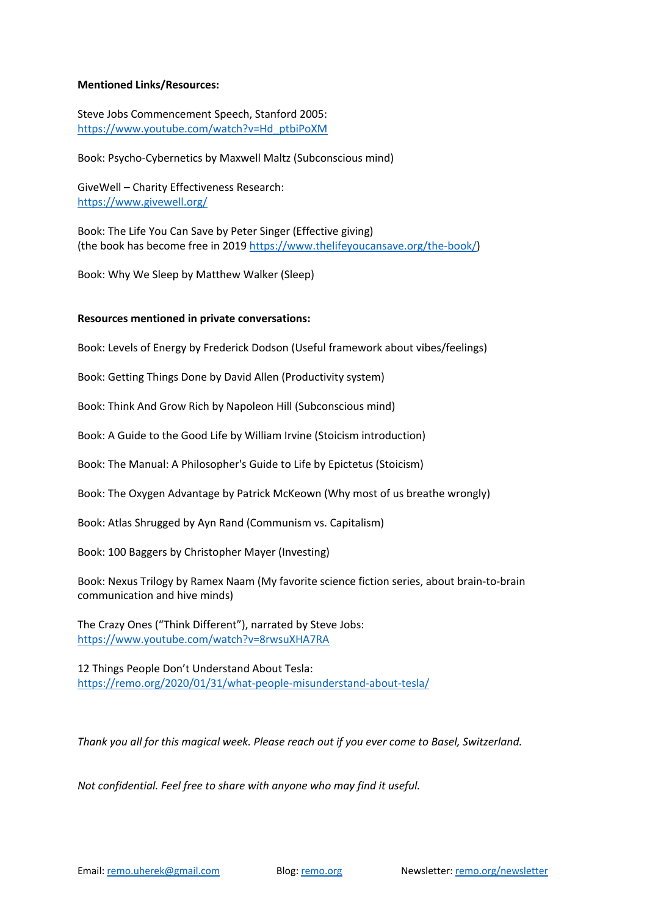**Mentioned Links/Resources:**

Steve Jobs Commencement Speech, Stanford 2005:
https://www.youtube.com/watch?v=Hd_ptbiPoXM

Book: Psycho-Cybernetics by Maxwell Maltz (Subconscious mind)

GiveWell – Charity Effectiveness Research:
https://www.givewell.org/

Book: The Life You Can Save by Peter Singer (Effective giving)
(the book has become free in 2019 https://www.thelifeyoucansave.org/the-book/)

Book: Why We Sleep by Matthew Walker (Sleep)

**Resources mentioned in private conversations:**

Book: Levels of Energy by Frederick Dodson (Useful framework about vibes/feelings)

Book: Getting Things Done by David Allen (Productivity system)

Book: Think And Grow Rich by Napoleon Hill (Subconscious mind)

Book: A Guide to the Good Life by William Irvine (Stoicism introduction)

Book: The Manual: A Philosopher's Guide to Life by Epictetus (Stoicism)

Book: The Oxygen Advantage by Patrick McKeown (Why most of us breathe wrongly)

Book: Atlas Shrugged by Ayn Rand (Communism vs. Capitalism)

Book: 100 Baggers by Christopher Mayer (Investing)

Book: Nexus Trilogy by Ramex Naam (My favorite science fiction series, about brain-to-brain communication and hive minds)

The Crazy Ones ("Think Different"), narrated by Steve Jobs:
https://www.youtube.com/watch?v=8rwsuXHA7RA

12 Things People Don't Understand About Tesla:
https://remo.org/2020/01/31/what-people-misunderstand-about-tesla/

*Thank you all for this magical week. Please reach out if you ever come to Basel, Switzerland.*

*Not confidential. Feel free to share with anyone who may find it useful.*

Email: remo.uherek@gmail.com    Blog: remo.org    Newsletter: remo.org/newsletter